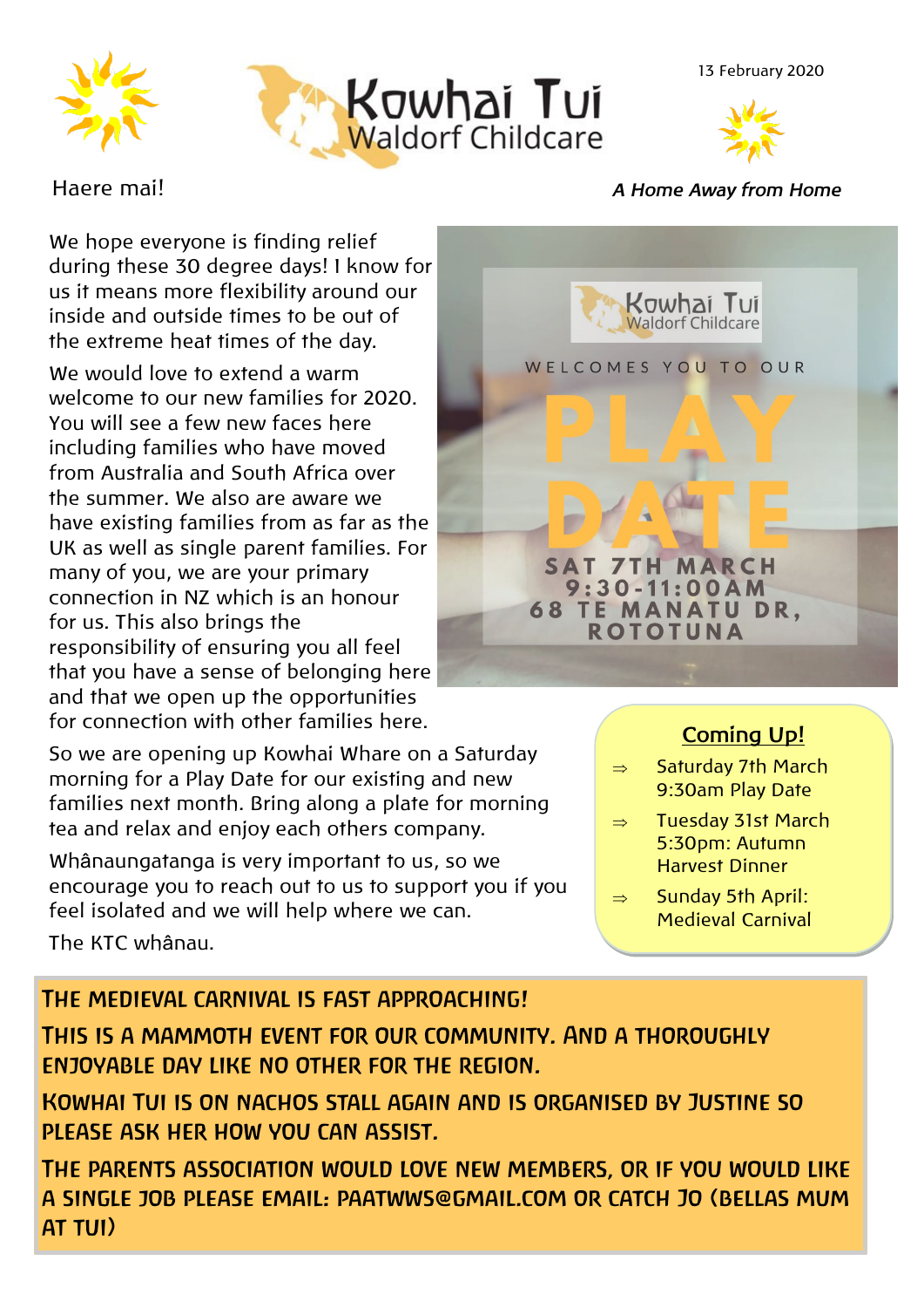# Kowhai Tui
## Waldorf Childcare

13 February 2020

Haere mai!

*A Home Away from Home*

We hope everyone is finding relief during these 30 degree days! I know for us it means more flexibility around our inside and outside times to be out of the extreme heat times of the day.

We would love to extend a warm welcome to our new families for 2020. You will see a few new faces here including families who have moved from Australia and South Africa over the summer. We also are aware we have existing families from as far as the UK as well as single parent families. For many of you, we are your primary connection in NZ which is an honour for us. This also brings the responsibility of ensuring you all feel that you have a sense of belonging here and that we open up the opportunities for connection with other families here.

Kowhai Tui Waldorf Childcare

WELCOMES YOU TO OUR

**PLAY DATE**

SAT 7TH MARCH
9:30-11:00AM
68 TE MANATU DR, ROTOTUNA

So we are opening up Kowhai Whare on a Saturday morning for a Play Date for our existing and new families next month. Bring along a plate for morning tea and relax and enjoy each others company.

Whânaungatanga is very important to us, so we encourage you to reach out to us to support you if you feel isolated and we will help where we can.

The KTC whânau.

### Coming Up!

- Saturday 7th March 9:30am Play Date
- Tuesday 31st March 5:30pm: Autumn Harvest Dinner
- Sunday 5th April: Medieval Carnival

THE MEDIEVAL CARNIVAL IS FAST APPROACHING!

THIS IS A MAMMOTH EVENT FOR OUR COMMUNITY. AND A THOROUGHLY ENJOYABLE DAY LIKE NO OTHER FOR THE REGION.

KOWHAI TUI IS ON NACHOS STALL AGAIN AND IS ORGANISED BY JUSTINE SO PLEASE ASK HER HOW YOU CAN ASSIST.

THE PARENTS ASSOCIATION WOULD LOVE NEW MEMBERS, OR IF YOU WOULD LIKE A SINGLE JOB PLEASE EMAIL: PAATWWS@GMAIL.COM OR CATCH JO (BELLAS MUM AT TUI)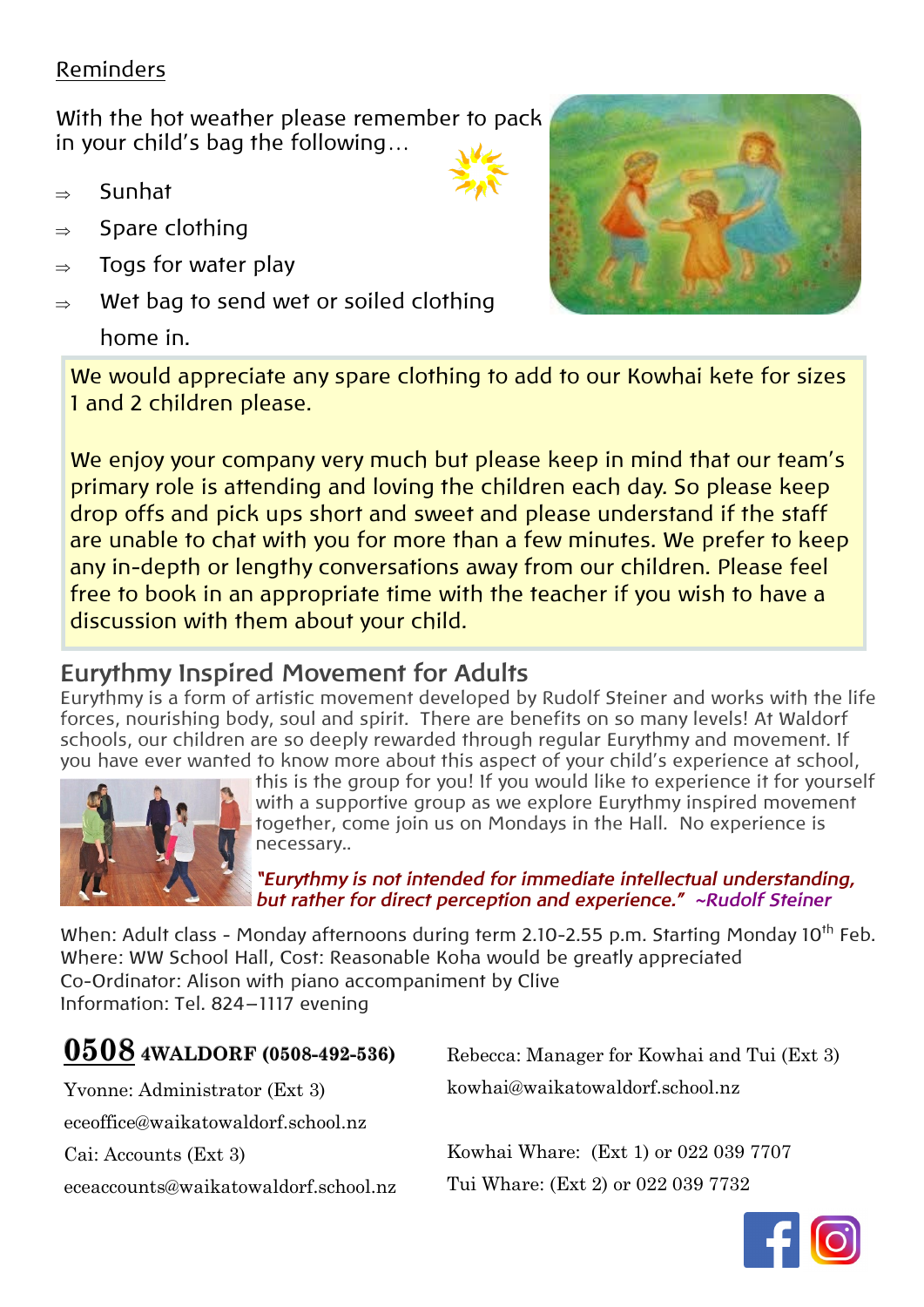## Reminders

With the hot weather please remember to pack in your child's bag the following…

- Sunhat
- Spare clothing
- Togs for water play
- Wet bag to send wet or soiled clothing home in.

We would appreciate any spare clothing to add to our Kowhai kete for sizes 1 and 2 children please.

We enjoy your company very much but please keep in mind that our team's primary role is attending and loving the children each day. So please keep drop offs and pick ups short and sweet and please understand if the staff are unable to chat with you for more than a few minutes. We prefer to keep any in-depth or lengthy conversations away from our children. Please feel free to book in an appropriate time with the teacher if you wish to have a discussion with them about your child.

## Eurythmy Inspired Movement for Adults

Eurythmy is a form of artistic movement developed by Rudolf Steiner and works with the life forces, nourishing body, soul and spirit. There are benefits on so many levels! At Waldorf schools, our children are so deeply rewarded through regular Eurythmy and movement. If you have ever wanted to know more about this aspect of your child's experience at school, this is the group for you! If you would like to experience it for yourself with a supportive group as we explore Eurythmy inspired movement together, come join us on Mondays in the Hall. No experience is necessary..

*"Eurythmy is not intended for immediate intellectual understanding, but rather for direct perception and experience." ~Rudolf Steiner*

When: Adult class - Monday afternoons during term 2.10-2.55 p.m. Starting Monday 10th Feb.
Where: WW School Hall, Cost: Reasonable Koha would be greatly appreciated
Co-Ordinator: Alison with piano accompaniment by Clive
Information: Tel. 824–1117 evening

**0508 4WALDORF (0508-492-536)**

Yvonne: Administrator (Ext 3)
eceoffice@waikatowaldorf.school.nz
Cai: Accounts (Ext 3)
eceaccounts@waikatowaldorf.school.nz

Rebecca: Manager for Kowhai and Tui (Ext 3)
kowhai@waikatowaldorf.school.nz

Kowhai Whare: (Ext 1) or 022 039 7707
Tui Whare: (Ext 2) or 022 039 7732